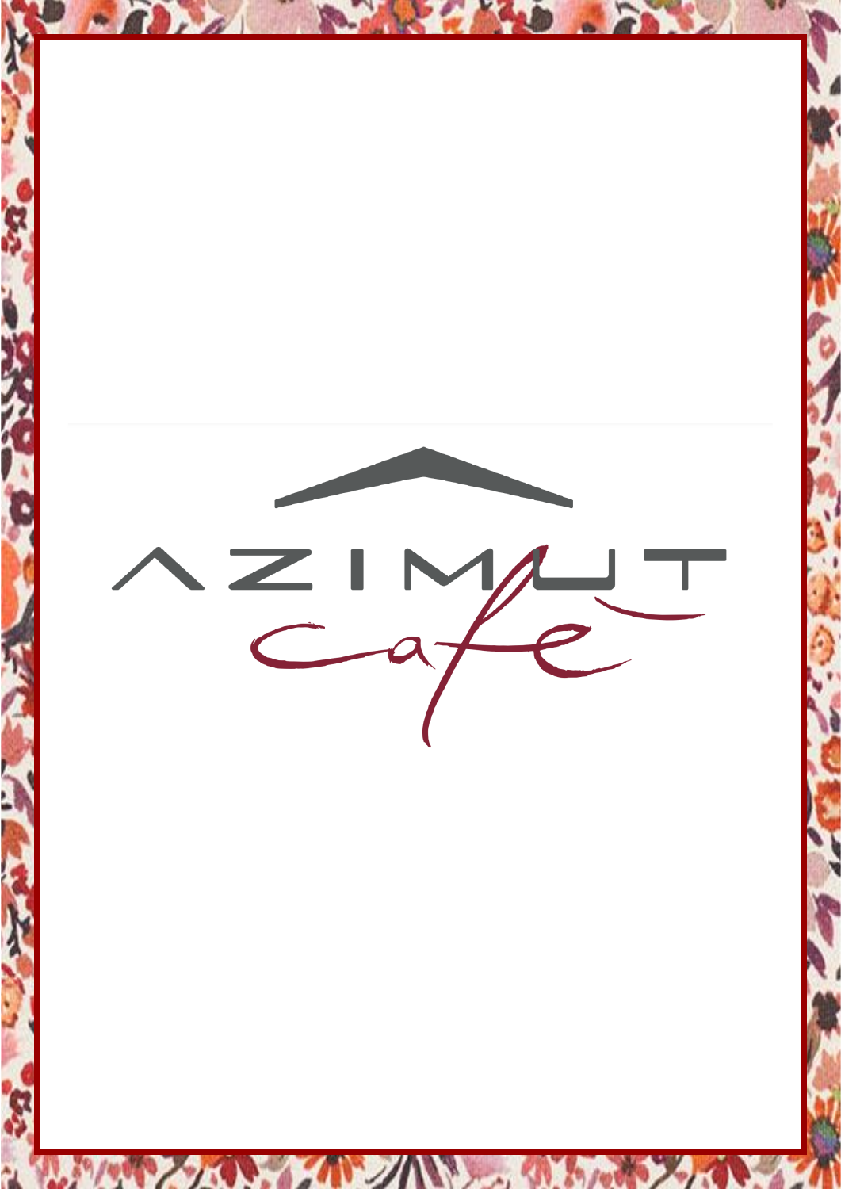# AZIMUT café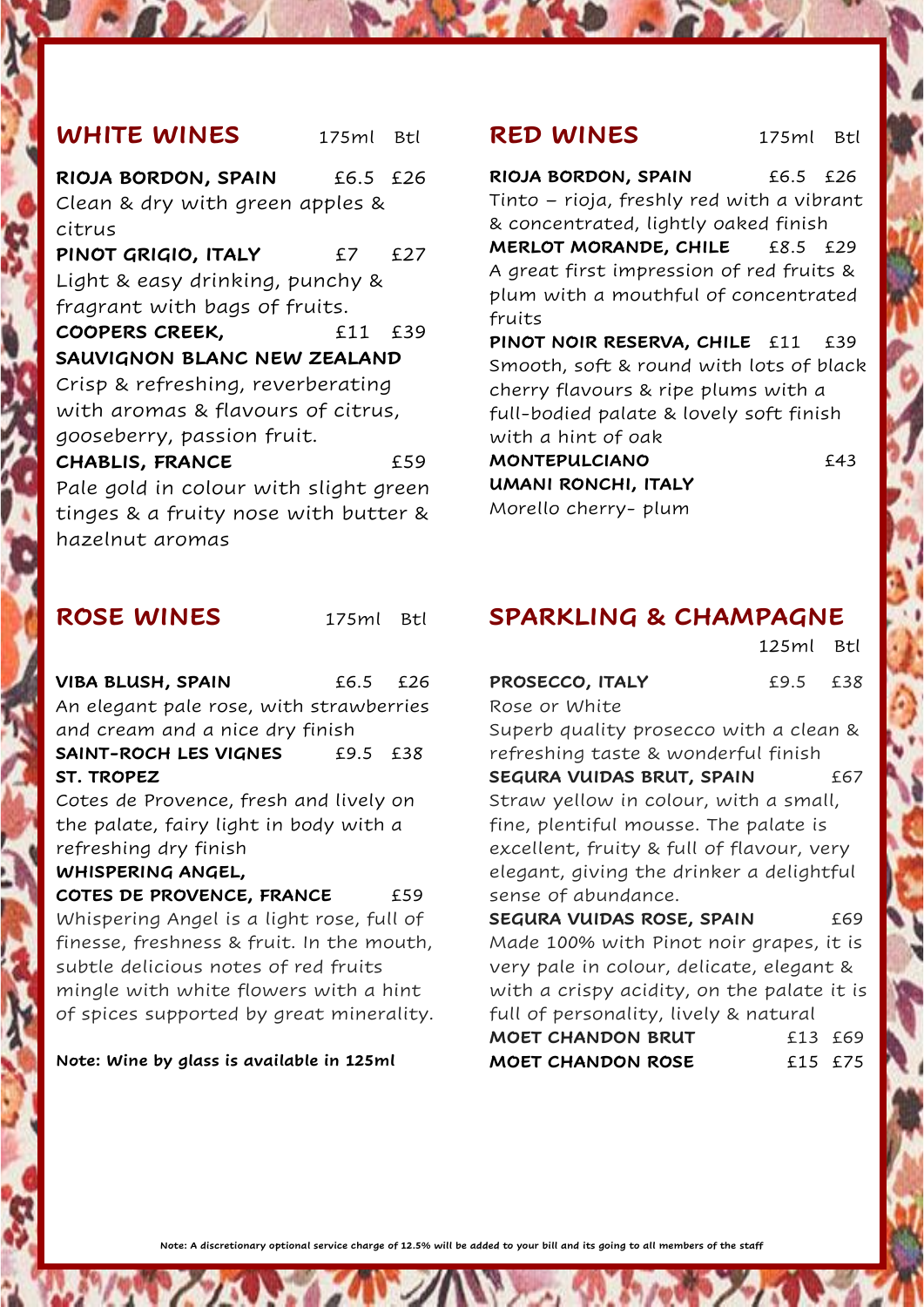## WHITE WINES

175ml Btl

**RIOJA BORDON, SPAIN** £6.5 £26
Clean & dry with green apples & citrus

**PINOT GRIGIO, ITALY** £7 £27
Light & easy drinking, punchy & fragrant with bags of fruits.

**COOPERS CREEK, SAUVIGNON BLANC NEW ZEALAND** £11 £39
Crisp & refreshing, reverberating with aromas & flavours of citrus, gooseberry, passion fruit.

**CHABLIS, FRANCE** £59
Pale gold in colour with slight green tinges & a fruity nose with butter & hazelnut aromas

## RED WINES

175ml Btl

**RIOJA BORDON, SPAIN** £6.5 £26
Tinto – rioja, freshly red with a vibrant & concentrated, lightly oaked finish

**MERLOT MORANDE, CHILE** £8.5 £29
A great first impression of red fruits & plum with a mouthful of concentrated fruits

**PINOT NOIR RESERVA, CHILE** £11 £39
Smooth, soft & round with lots of black cherry flavours & ripe plums with a full-bodied palate & lovely soft finish with a hint of oak

**MONTEPULCIANO UMANI RONCHI, ITALY** £43
Morello cherry- plum

## ROSE WINES

175ml Btl

**VIBA BLUSH, SPAIN** £6.5 £26
An elegant pale rose, with strawberries and cream and a nice dry finish

**SAINT-ROCH LES VIGNES ST. TROPEZ** £9.5 £38
Cotes de Provence, fresh and lively on the palate, fairy light in body with a refreshing dry finish

**WHISPERING ANGEL, COTES DE PROVENCE, FRANCE** £59
Whispering Angel is a light rose, full of finesse, freshness & fruit. In the mouth, subtle delicious notes of red fruits mingle with white flowers with a hint of spices supported by great minerality.

**Note: Wine by glass is available in 125ml**

## SPARKLING & CHAMPAGNE

125ml Btl

**PROSECCO, ITALY** £9.5 £38
Rose or White
Superb quality prosecco with a clean & refreshing taste & wonderful finish

**SEGURA VUIDAS BRUT, SPAIN** £67
Straw yellow in colour, with a small, fine, plentiful mousse. The palate is excellent, fruity & full of flavour, very elegant, giving the drinker a delightful sense of abundance.

**SEGURA VUIDAS ROSE, SPAIN** £69
Made 100% with Pinot noir grapes, it is very pale in colour, delicate, elegant & with a crispy acidity, on the palate it is full of personality, lively & natural

**MOET CHANDON BRUT** £13 £69

**MOET CHANDON ROSE** £15 £75

**Note: A discretionary optional service charge of 12.5% will be added to your bill and its going to all members of the staff**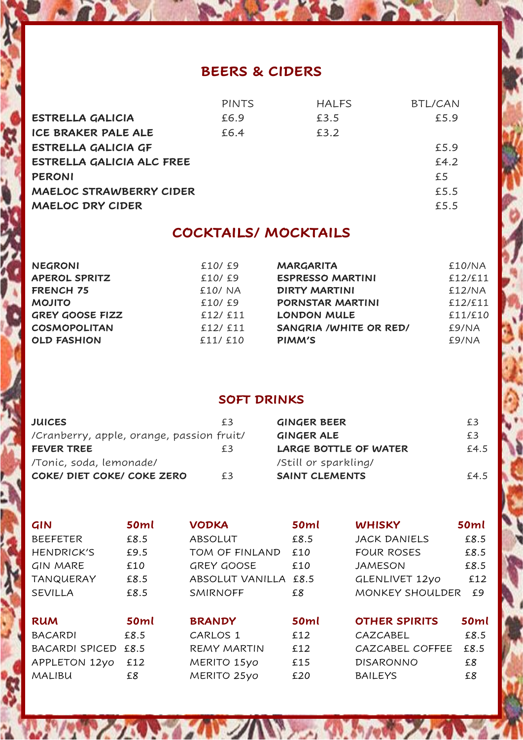## BEERS & CIDERS

| | PINTS | HALFS | BTL/CAN |
|---|---|---|---|
| **ESTRELLA GALICIA** | £6.9 | £3.5 | £5.9 |
| **ICE BRAKER PALE ALE** | £6.4 | £3.2 | |
| **ESTRELLA GALICIA GF** | | | £5.9 |
| **ESTRELLA GALICIA ALC FREE** | | | £4.2 |
| **PERONI** | | | £5 |
| **MAELOC STRAWBERRY CIDER** | | | £5.5 |
| **MAELOC DRY CIDER** | | | £5.5 |

## COCKTAILS/ MOCKTAILS

| | |
|---|---|
| **NEGRONI** | £10/ £9 |
| **APEROL SPRITZ** | £10/ £9 |
| **FRENCH 75** | £10/ NA |
| **MOJITO** | £10/ £9 |
| **GREY GOOSE FIZZ** | £12/ £11 |
| **COSMOPOLITAN** | £12/ £11 |
| **OLD FASHION** | £11/ £10 |
| **MARGARITA** | £10/NA |
| **ESPRESSO MARTINI** | £12/£11 |
| **DIRTY MARTINI** | £12/NA |
| **PORNSTAR MARTINI** | £12/£11 |
| **LONDON MULE** | £11/£10 |
| **SANGRIA /WHITE OR RED/** | £9/NA |
| **PIMM'S** | £9/NA |

## SOFT DRINKS

| | |
|---|---|
| **JUICES** /Cranberry, apple, orange, passion fruit/ | £3 |
| **FEVER TREE** /Tonic, soda, lemonade/ | £3 |
| **COKE/ DIET COKE/ COKE ZERO** | £3 |
| **GINGER BEER** | £3 |
| **GINGER ALE** | £3 |
| **LARGE BOTTLE OF WATER** /Still or sparkling/ | £4.5 |
| **SAINT CLEMENTS** | £4.5 |

| **GIN** | **50ml** |
|---|---|
| BEEFETER | £8.5 |
| HENDRICK'S | £9.5 |
| GIN MARE | £10 |
| TANQUERAY | £8.5 |
| SEVILLA | £8.5 |

| **VODKA** | **50ml** |
|---|---|
| ABSOLUT | £8.5 |
| TOM OF FINLAND | £10 |
| GREY GOOSE | £10 |
| ABSOLUT VANILLA | £8.5 |
| SMIRNOFF | £8 |

| **WHISKY** | **50ml** |
|---|---|
| JACK DANIELS | £8.5 |
| FOUR ROSES | £8.5 |
| JAMESON | £8.5 |
| GLENLIVET 12yo | £12 |
| MONKEY SHOULDER | £9 |

| **RUM** | **50ml** |
|---|---|
| BACARDI | £8.5 |
| BACARDI SPICED | £8.5 |
| APPLETON 12yo | £12 |
| MALIBU | £8 |

| **BRANDY** | **50ml** |
|---|---|
| CARLOS 1 | £12 |
| REMY MARTIN | £12 |
| MERITO 15yo | £15 |
| MERITO 25yo | £20 |

| **OTHER SPIRITS** | **50ml** |
|---|---|
| CAZCABEL | £8.5 |
| CAZCABEL COFFEE | £8.5 |
| DISARONNO | £8 |
| BAILEYS | £8 |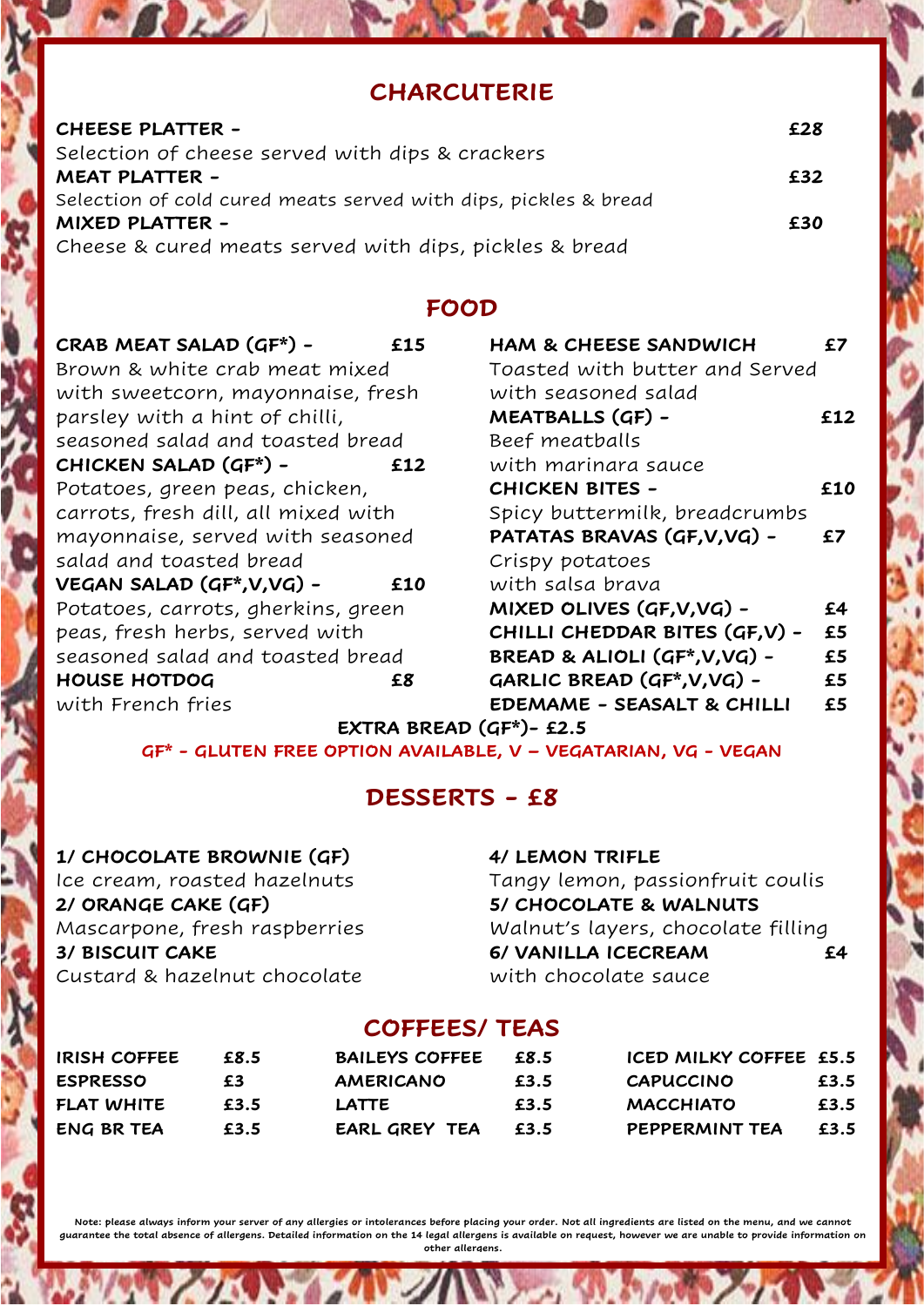## CHARCUTERIE

**CHEESE PLATTER -** **£28**
Selection of cheese served with dips & crackers

**MEAT PLATTER -** **£32**
Selection of cold cured meats served with dips, pickles & bread

**MIXED PLATTER -** **£30**
Cheese & cured meats served with dips, pickles & bread

## FOOD

**CRAB MEAT SALAD (GF*) -** **£15**
Brown & white crab meat mixed with sweetcorn, mayonnaise, fresh parsley with a hint of chilli, seasoned salad and toasted bread

**CHICKEN SALAD (GF*) -** **£12**
Potatoes, green peas, chicken, carrots, fresh dill, all mixed with mayonnaise, served with seasoned salad and toasted bread

**VEGAN SALAD (GF*,V,VG) -** **£10**
Potatoes, carrots, gherkins, green peas, fresh herbs, served with seasoned salad and toasted bread

**HOUSE HOTDOG** **£8**
with French fries

**HAM & CHEESE SANDWICH** **£7**
Toasted with butter and Served with seasoned salad

**MEATBALLS (GF) -** **£12**
Beef meatballs with marinara sauce

**CHICKEN BITES -** **£10**
Spicy buttermilk, breadcrumbs

**PATATAS BRAVAS (GF,V,VG) -** **£7**
Crispy potatoes with salsa brava

**MIXED OLIVES (GF,V,VG) -** **£4**

**CHILLI CHEDDAR BITES (GF,V) -** **£5**

**BREAD & ALIOLI (GF*,V,VG) -** **£5**

**GARLIC BREAD (GF*,V,VG) -** **£5**

**EDEMAME - SEASALT & CHILLI** **£5**

**EXTRA BREAD (GF*)- £2.5**

**GF* - GLUTEN FREE OPTION AVAILABLE, V – VEGATARIAN, VG - VEGAN**

## DESSERTS - £8

**1/ CHOCOLATE BROWNIE (GF)**
Ice cream, roasted hazelnuts

**2/ ORANGE CAKE (GF)**
Mascarpone, fresh raspberries

**3/ BISCUIT CAKE**
Custard & hazelnut chocolate

**4/ LEMON TRIFLE**
Tangy lemon, passionfruit coulis

**5/ CHOCOLATE & WALNUTS**
Walnut's layers, chocolate filling

**6/ VANILLA ICECREAM** **£4**
with chocolate sauce

## COFFEES/ TEAS

| | | | | | |
|---|---|---|---|---|---|
| IRISH COFFEE | £8.5 | BAILEYS COFFEE | £8.5 | ICED MILKY COFFEE | £5.5 |
| ESPRESSO | £3 | AMERICANO | £3.5 | CAPUCCINO | £3.5 |
| FLAT WHITE | £3.5 | LATTE | £3.5 | MACCHIATO | £3.5 |
| ENG BR TEA | £3.5 | EARL GREY TEA | £3.5 | PEPPERMINT TEA | £3.5 |

Note: please always inform your server of any allergies or intolerances before placing your order. Not all ingredients are listed on the menu, and we cannot guarantee the total absence of allergens. Detailed information on the 14 legal allergens is available on request, however we are unable to provide information on other allergens.